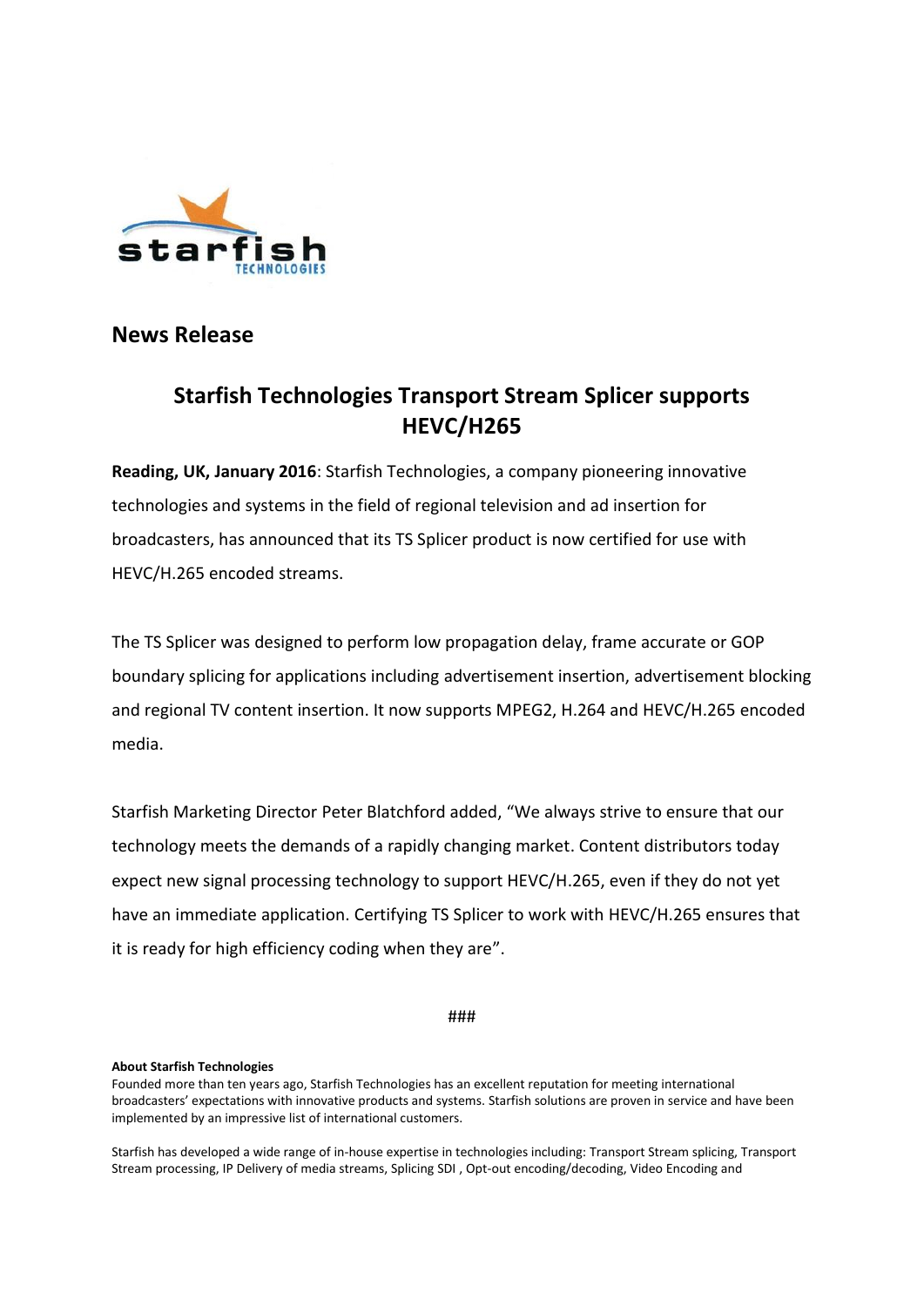## News Release

# Starfish Technologies Transport Stream Splicer supports HEVC/H265

**Reading, UK, January 2016**: Starfish Technologies, a company pioneering innovative technologies and systems in the field of regional television and ad insertion for broadcasters, has announced that its TS Splicer product is now certified for use with HEVC/H.265 encoded streams.

The TS Splicer was designed to perform low propagation delay, frame accurate or GOP boundary splicing for applications including advertisement insertion, advertisement blocking and regional TV content insertion. It now supports MPEG2, H.264 and HEVC/H.265 encoded media.

Starfish Marketing Director Peter Blatchford added, "We always strive to ensure that our technology meets the demands of a rapidly changing market. Content distributors today expect new signal processing technology to support HEVC/H.265, even if they do not yet have an immediate application. Certifying TS Splicer to work with HEVC/H.265 ensures that it is ready for high efficiency coding when they are".

###

**About Starfish Technologies**
Founded more than ten years ago, Starfish Technologies has an excellent reputation for meeting international broadcasters' expectations with innovative products and systems. Starfish solutions are proven in service and have been implemented by an impressive list of international customers.

Starfish has developed a wide range of in-house expertise in technologies including: Transport Stream splicing, Transport Stream processing, IP Delivery of media streams, Splicing SDI , Opt-out encoding/decoding, Video Encoding and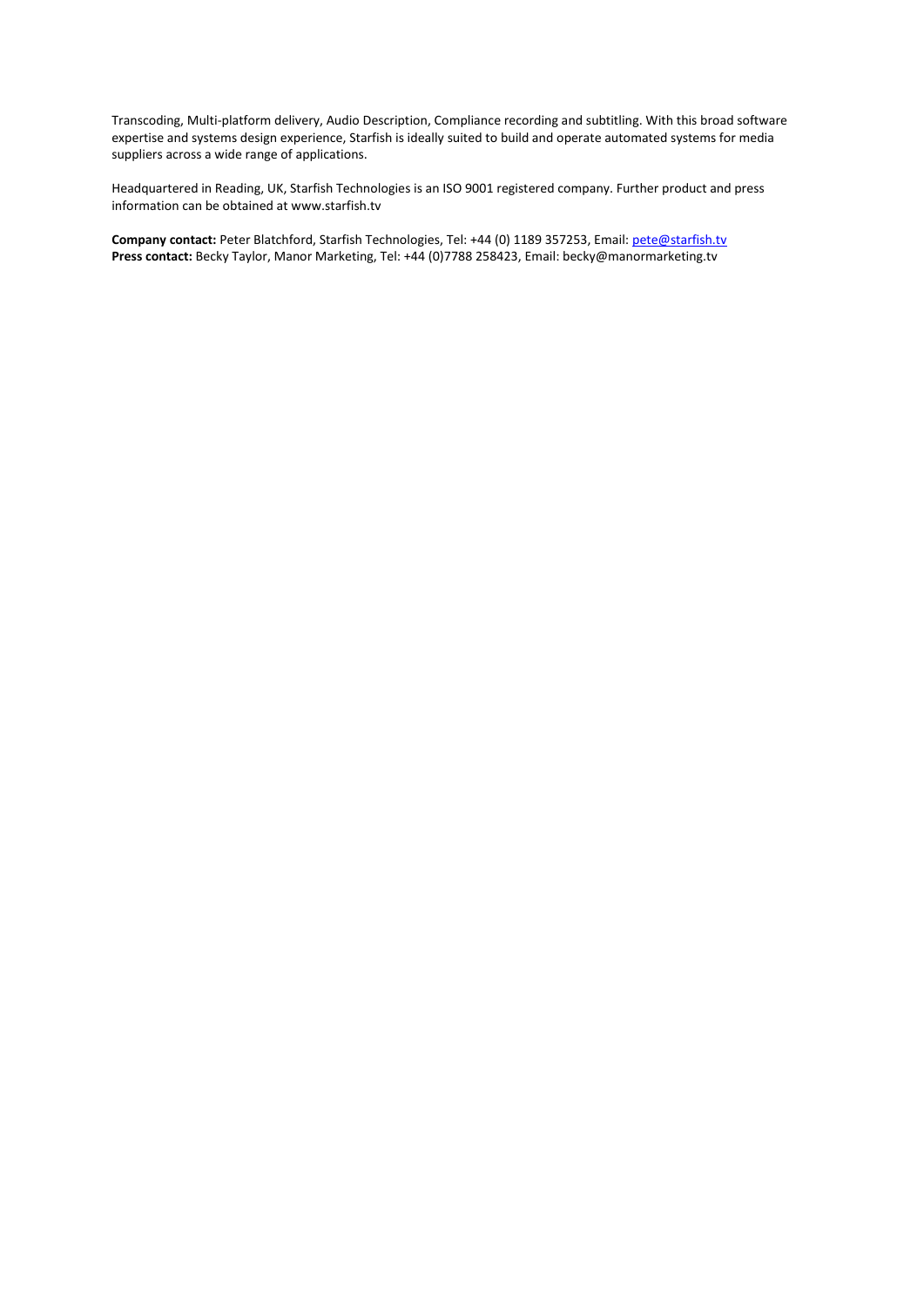Transcoding, Multi-platform delivery, Audio Description, Compliance recording and subtitling. With this broad software expertise and systems design experience, Starfish is ideally suited to build and operate automated systems for media suppliers across a wide range of applications.

Headquartered in Reading, UK, Starfish Technologies is an ISO 9001 registered company. Further product and press information can be obtained at www.starfish.tv

**Company contact:** Peter Blatchford, Starfish Technologies, Tel: +44 (0) 1189 357253, Email: pete@starfish.tv
**Press contact:** Becky Taylor, Manor Marketing, Tel: +44 (0)7788 258423, Email: becky@manormarketing.tv